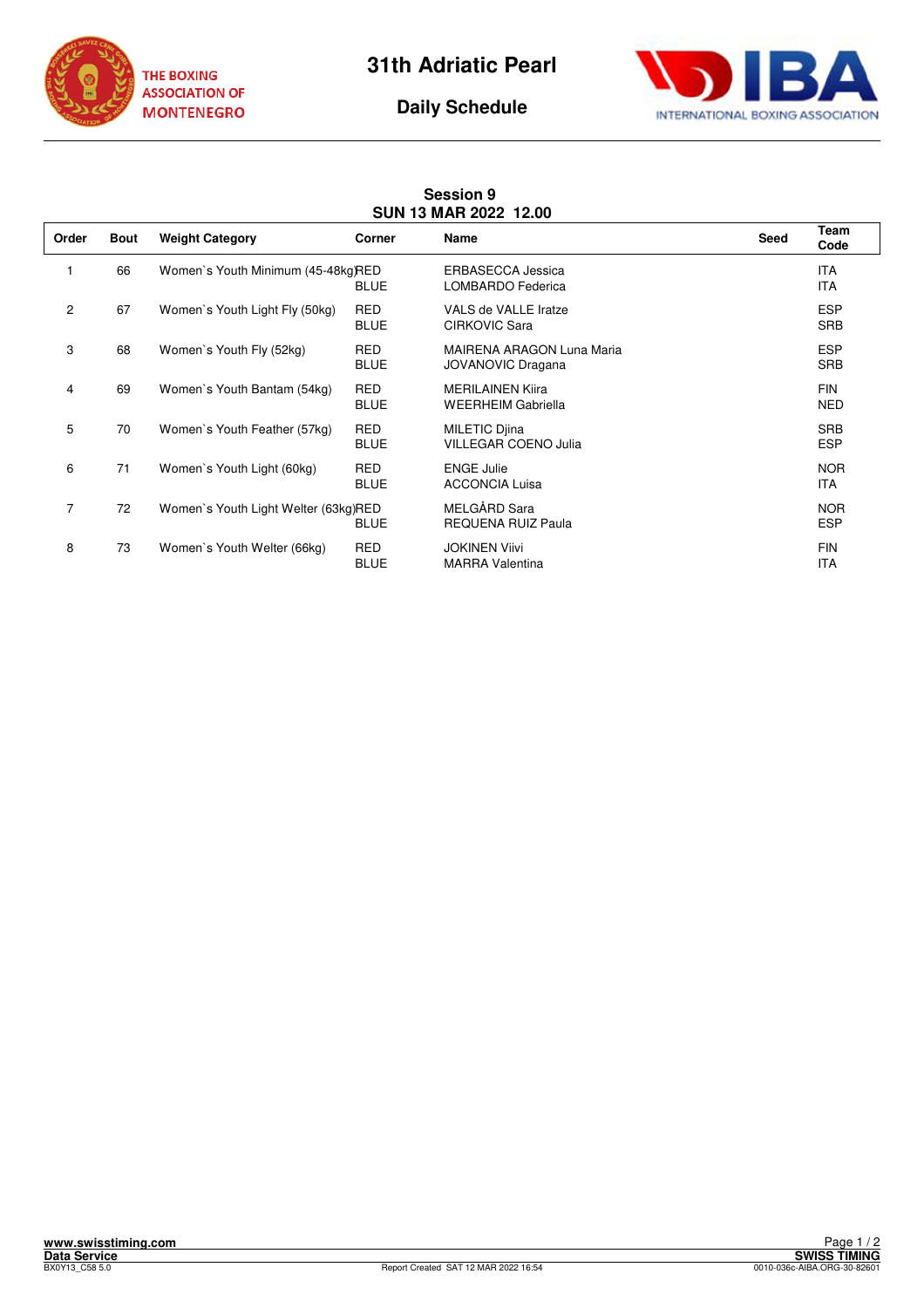# 31th Adriatic Pearl

## Daily Schedule

THE BOXING ASSOCIATION OF MONTENEGRO

INTERNATIONAL BOXING ASSOCIATION

### Session 9
### SUN 13 MAR 2022 12.00

| Order | Bout | Weight Category | Corner | Name | Seed | Team Code |
|---|---|---|---|---|---|---|
| 1 | 66 | Women`s Youth Minimum (45-48kg) | RED | ERBASECCA Jessica | | ITA |
| | | | BLUE | LOMBARDO Federica | | ITA |
| 2 | 67 | Women`s Youth Light Fly (50kg) | RED | VALS de VALLE Iratze | | ESP |
| | | | BLUE | CIRKOVIC Sara | | SRB |
| 3 | 68 | Women`s Youth Fly (52kg) | RED | MAIRENA ARAGON Luna Maria | | ESP |
| | | | BLUE | JOVANOVIC Dragana | | SRB |
| 4 | 69 | Women`s Youth Bantam (54kg) | RED | MERILAINEN Kiira | | FIN |
| | | | BLUE | WEERHEIM Gabriella | | NED |
| 5 | 70 | Women`s Youth Feather (57kg) | RED | MILETIC Djina | | SRB |
| | | | BLUE | VILLEGAR COENO Julia | | ESP |
| 6 | 71 | Women`s Youth Light (60kg) | RED | ENGE Julie | | NOR |
| | | | BLUE | ACCONCIA Luisa | | ITA |
| 7 | 72 | Women`s Youth Light Welter (63kg) | RED | MELGÅRD Sara | | NOR |
| | | | BLUE | REQUENA RUIZ Paula | | ESP |
| 8 | 73 | Women`s Youth Welter (66kg) | RED | JOKINEN Viivi | | FIN |
| | | | BLUE | MARRA Valentina | | ITA |

www.swisstiming.com
Data Service
BX0Y13_C58 5.0

Report Created SAT 12 MAR 2022 16:54

SWISS TIMING
0010-036c-AIBA.ORG-30-82601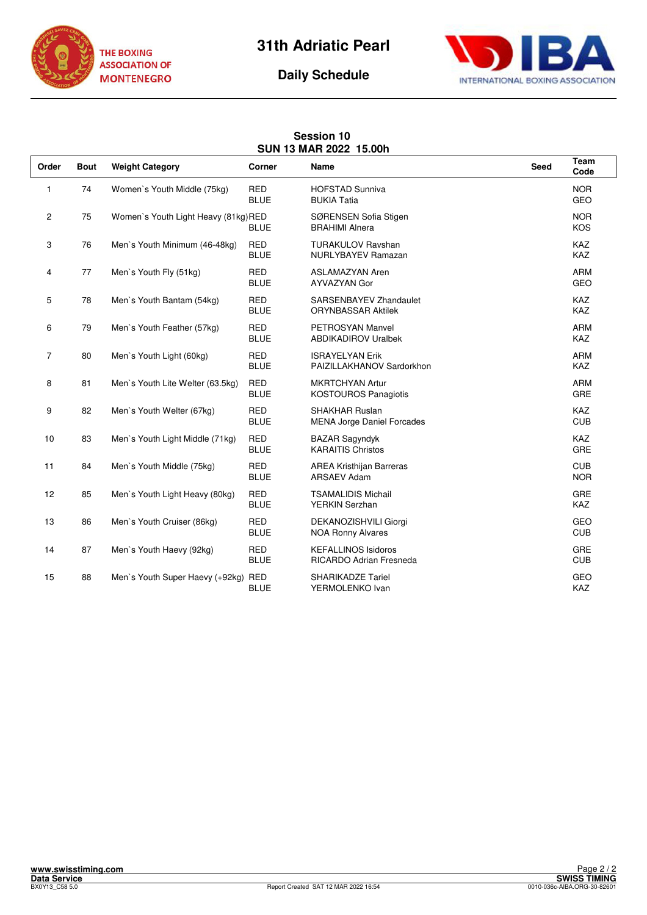# 31th Adriatic Pearl

## Daily Schedule

THE BOXING ASSOCIATION OF MONTENEGRO

INTERNATIONAL BOXING ASSOCIATION

### Session 10
### SUN 13 MAR 2022 15.00h

| Order | Bout | Weight Category | Corner | Name | Seed | Team Code |
|---|---|---|---|---|---|---|
| 1 | 74 | Women`s Youth Middle (75kg) | RED<br>BLUE | HOFSTAD Sunniva<br>BUKIA Tatia | | NOR<br>GEO |
| 2 | 75 | Women`s Youth Light Heavy (81kg) | RED<br>BLUE | SØRENSEN Sofia Stigen<br>BRAHIMI Alnera | | NOR<br>KOS |
| 3 | 76 | Men`s Youth Minimum (46-48kg) | RED<br>BLUE | TURAKULOV Ravshan<br>NURLYBAYEV Ramazan | | KAZ<br>KAZ |
| 4 | 77 | Men`s Youth Fly (51kg) | RED<br>BLUE | ASLAMAZYAN Aren<br>AYVAZYAN Gor | | ARM<br>GEO |
| 5 | 78 | Men`s Youth Bantam (54kg) | RED<br>BLUE | SARSENBAYEV Zhandaulet<br>ORYNBASSAR Aktilek | | KAZ<br>KAZ |
| 6 | 79 | Men`s Youth Feather (57kg) | RED<br>BLUE | PETROSYAN Manvel<br>ABDIKADIROV Uralbek | | ARM<br>KAZ |
| 7 | 80 | Men`s Youth Light (60kg) | RED<br>BLUE | ISRAYELYAN Erik<br>PAIZILLAKHANOV Sardorkhon | | ARM<br>KAZ |
| 8 | 81 | Men`s Youth Lite Welter (63.5kg) | RED<br>BLUE | MKRTCHYAN Artur<br>KOSTOUROS Panagiotis | | ARM<br>GRE |
| 9 | 82 | Men`s Youth Welter (67kg) | RED<br>BLUE | SHAKHAR Ruslan<br>MENA Jorge Daniel Forcades | | KAZ<br>CUB |
| 10 | 83 | Men`s Youth Light Middle (71kg) | RED<br>BLUE | BAZAR Sagyndyk<br>KARAITIS Christos | | KAZ<br>GRE |
| 11 | 84 | Men`s Youth Middle (75kg) | RED<br>BLUE | AREA Kristhijan Barreras<br>ARSAEV Adam | | CUB<br>NOR |
| 12 | 85 | Men`s Youth Light Heavy (80kg) | RED<br>BLUE | TSAMALIDIS Michail<br>YERKIN Serzhan | | GRE<br>KAZ |
| 13 | 86 | Men`s Youth Cruiser (86kg) | RED<br>BLUE | DEKANOZISHVILI Giorgi<br>NOA Ronny Alvares | | GEO<br>CUB |
| 14 | 87 | Men`s Youth Haevy (92kg) | RED<br>BLUE | KEFALLINOS Isidoros<br>RICARDO Adrian Fresneda | | GRE<br>CUB |
| 15 | 88 | Men`s Youth Super Haevy (+92kg) | RED<br>BLUE | SHARIKADZE Tariel<br>YERMOLENKO Ivan | | GEO<br>KAZ |

www.swisstiming.com
Data Service
BX0Y13_C58 5.0

Report Created SAT 12 MAR 2022 16:54

SWISS TIMING
0010-036c-AIBA.ORG-30-82601